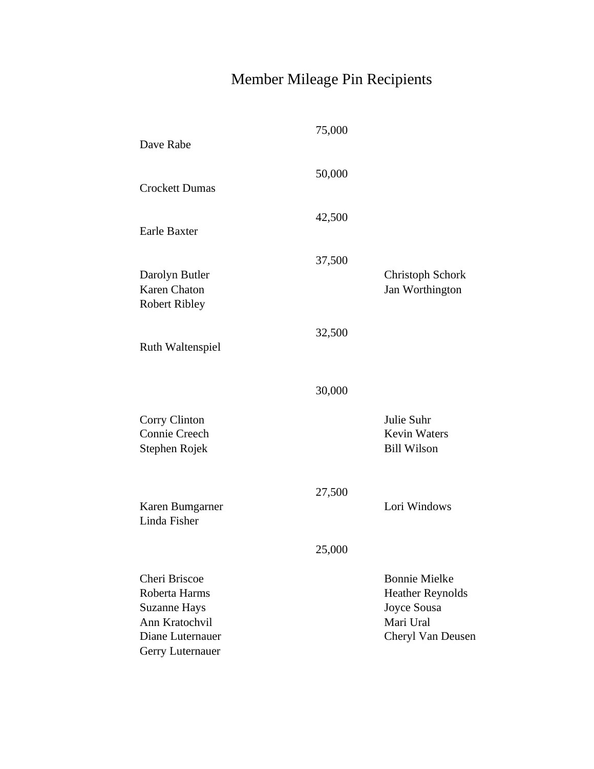# Member Mileage Pin Recipients

### 75,000

Dave Rabe

### 50,000

Crockett Dumas

### 42,500

Earle Baxter

### 37,500

Darolyn Butler
Karen Chaton
Robert Ribley
Christoph Schork
Jan Worthington

### 32,500

Ruth Waltenspiel

### 30,000

Corry Clinton
Connie Creech
Stephen Rojek
Julie Suhr
Kevin Waters
Bill Wilson

### 27,500

Karen Bumgarner
Linda Fisher
Lori Windows

### 25,000

Cheri Briscoe
Roberta Harms
Suzanne Hays
Ann Kratochvil
Diane Luternauer
Gerry Luternauer
Bonnie Mielke
Heather Reynolds
Joyce Sousa
Mari Ural
Cheryl Van Deusen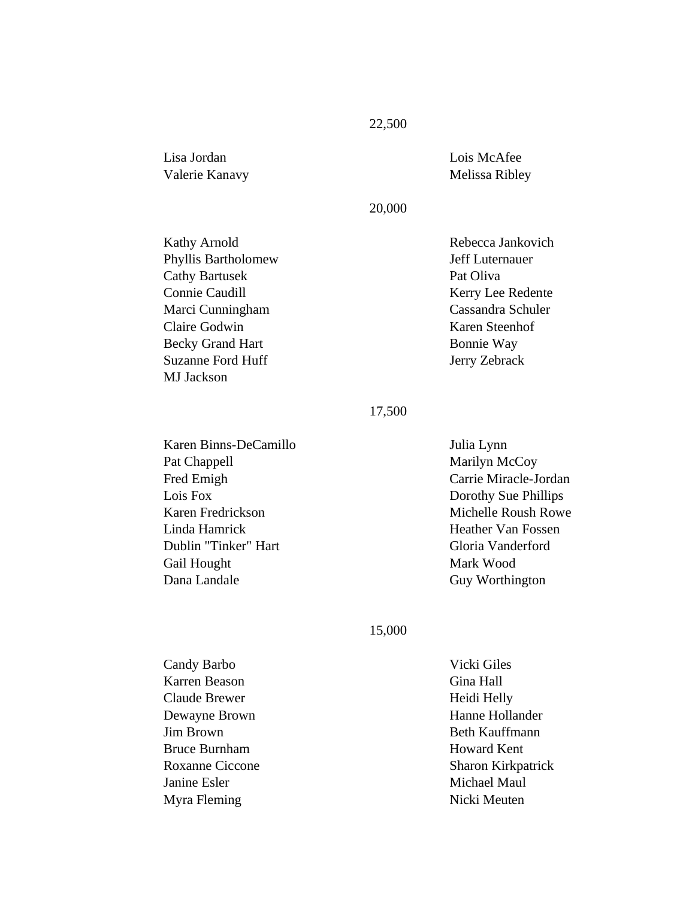## 22,500

Lisa Jordan
Valerie Kanavy
Lois McAfee
Melissa Ribley

## 20,000

Kathy Arnold
Phyllis Bartholomew
Cathy Bartusek
Connie Caudill
Marci Cunningham
Claire Godwin
Becky Grand Hart
Suzanne Ford Huff
MJ Jackson
Rebecca Jankovich
Jeff Luternauer
Pat Oliva
Kerry Lee Redente
Cassandra Schuler
Karen Steenhof
Bonnie Way
Jerry Zebrack

## 17,500

Karen Binns-DeCamillo
Pat Chappell
Fred Emigh
Lois Fox
Karen Fredrickson
Linda Hamrick
Dublin "Tinker" Hart
Gail Hought
Dana Landale
Julia Lynn
Marilyn McCoy
Carrie Miracle-Jordan
Dorothy Sue Phillips
Michelle Roush Rowe
Heather Van Fossen
Gloria Vanderford
Mark Wood
Guy Worthington

## 15,000

Candy Barbo
Karren Beason
Claude Brewer
Dewayne Brown
Jim Brown
Bruce Burnham
Roxanne Ciccone
Janine Esler
Myra Fleming
Vicki Giles
Gina Hall
Heidi Helly
Hanne Hollander
Beth Kauffmann
Howard Kent
Sharon Kirkpatrick
Michael Maul
Nicki Meuten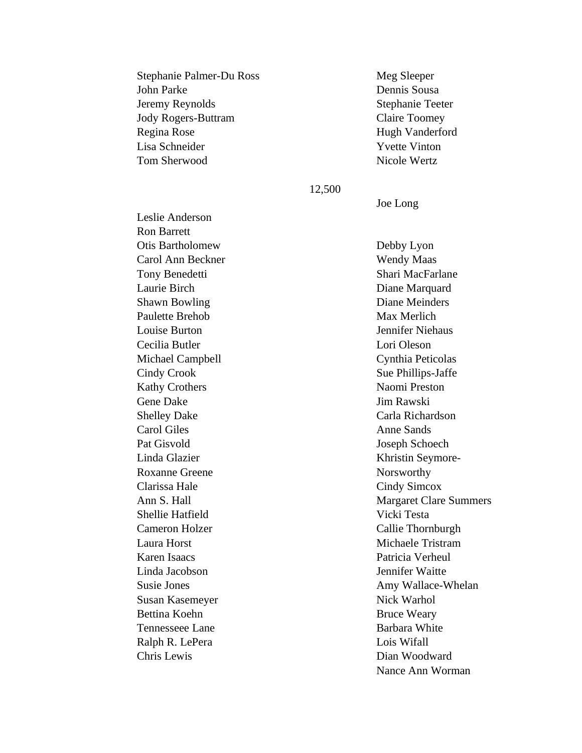Stephanie Palmer-Du Ross
John Parke
Jeremy Reynolds
Jody Rogers-Buttram
Regina Rose
Lisa Schneider
Tom Sherwood
Meg Sleeper
Dennis Sousa
Stephanie Teeter
Claire Toomey
Hugh Vanderford
Yvette Vinton
Nicole Wertz

12,500

Leslie Anderson
Ron Barrett
Otis Bartholomew
Carol Ann Beckner
Tony Benedetti
Laurie Birch
Shawn Bowling
Paulette Brehob
Louise Burton
Cecilia Butler
Michael Campbell
Cindy Crook
Kathy Crothers
Gene Dake
Shelley Dake
Carol Giles
Pat Gisvold
Linda Glazier
Roxanne Greene
Clarissa Hale
Ann S. Hall
Shellie Hatfield
Cameron Holzer
Laura Horst
Karen Isaacs
Linda Jacobson
Susie Jones
Susan Kasemeyer
Bettina Koehn
Tennesseee Lane
Ralph R. LePera
Chris Lewis
Joe Long
Debby Lyon
Wendy Maas
Shari MacFarlane
Diane Marquard
Diane Meinders
Max Merlich
Jennifer Niehaus
Lori Oleson
Cynthia Peticolas
Sue Phillips-Jaffe
Naomi Preston
Jim Rawski
Carla Richardson
Anne Sands
Joseph Schoech
Khristin Seymore-Norsworthy
Cindy Simcox
Margaret Clare Summers
Vicki Testa
Callie Thornburgh
Michaele Tristram
Patricia Verheul
Jennifer Waitte
Amy Wallace-Whelan
Nick Warhol
Bruce Weary
Barbara White
Lois Wifall
Dian Woodward
Nance Ann Worman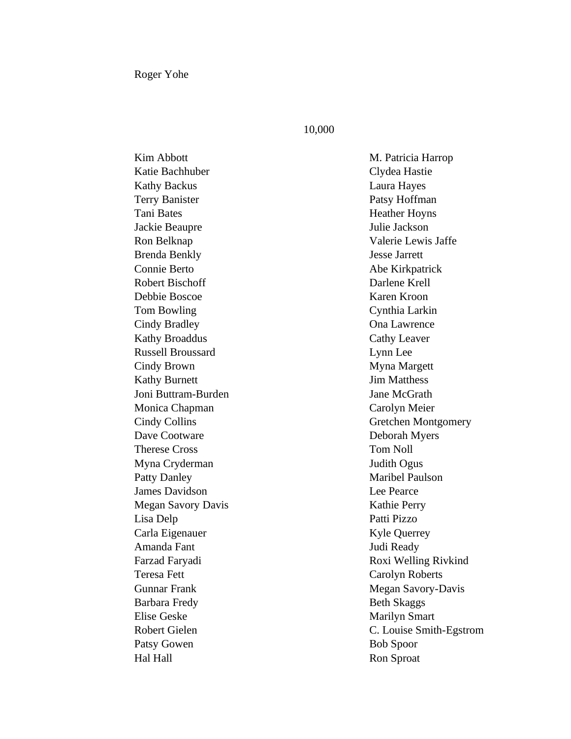Roger Yohe

10,000

Kim Abbott
Katie Bachhuber
Kathy Backus
Terry Banister
Tani Bates
Jackie Beaupre
Ron Belknap
Brenda Benkly
Connie Berto
Robert Bischoff
Debbie Boscoe
Tom Bowling
Cindy Bradley
Kathy Broaddus
Russell Broussard
Cindy Brown
Kathy Burnett
Joni Buttram-Burden
Monica Chapman
Cindy Collins
Dave Cootware
Therese Cross
Myna Cryderman
Patty Danley
James Davidson
Megan Savory Davis
Lisa Delp
Carla Eigenauer
Amanda Fant
Farzad Faryadi
Teresa Fett
Gunnar Frank
Barbara Fredy
Elise Geske
Robert Gielen
Patsy Gowen
Hal Hall
M. Patricia Harrop
Clydea Hastie
Laura Hayes
Patsy Hoffman
Heather Hoyns
Julie Jackson
Valerie Lewis Jaffe
Jesse Jarrett
Abe Kirkpatrick
Darlene Krell
Karen Kroon
Cynthia Larkin
Ona Lawrence
Cathy Leaver
Lynn Lee
Myna Margett
Jim Matthess
Jane McGrath
Carolyn Meier
Gretchen Montgomery
Deborah Myers
Tom Noll
Judith Ogus
Maribel Paulson
Lee Pearce
Kathie Perry
Patti Pizzo
Kyle Querrey
Judi Ready
Roxi Welling Rivkind
Carolyn Roberts
Megan Savory-Davis
Beth Skaggs
Marilyn Smart
C. Louise Smith-Egstrom
Bob Spoor
Ron Sproat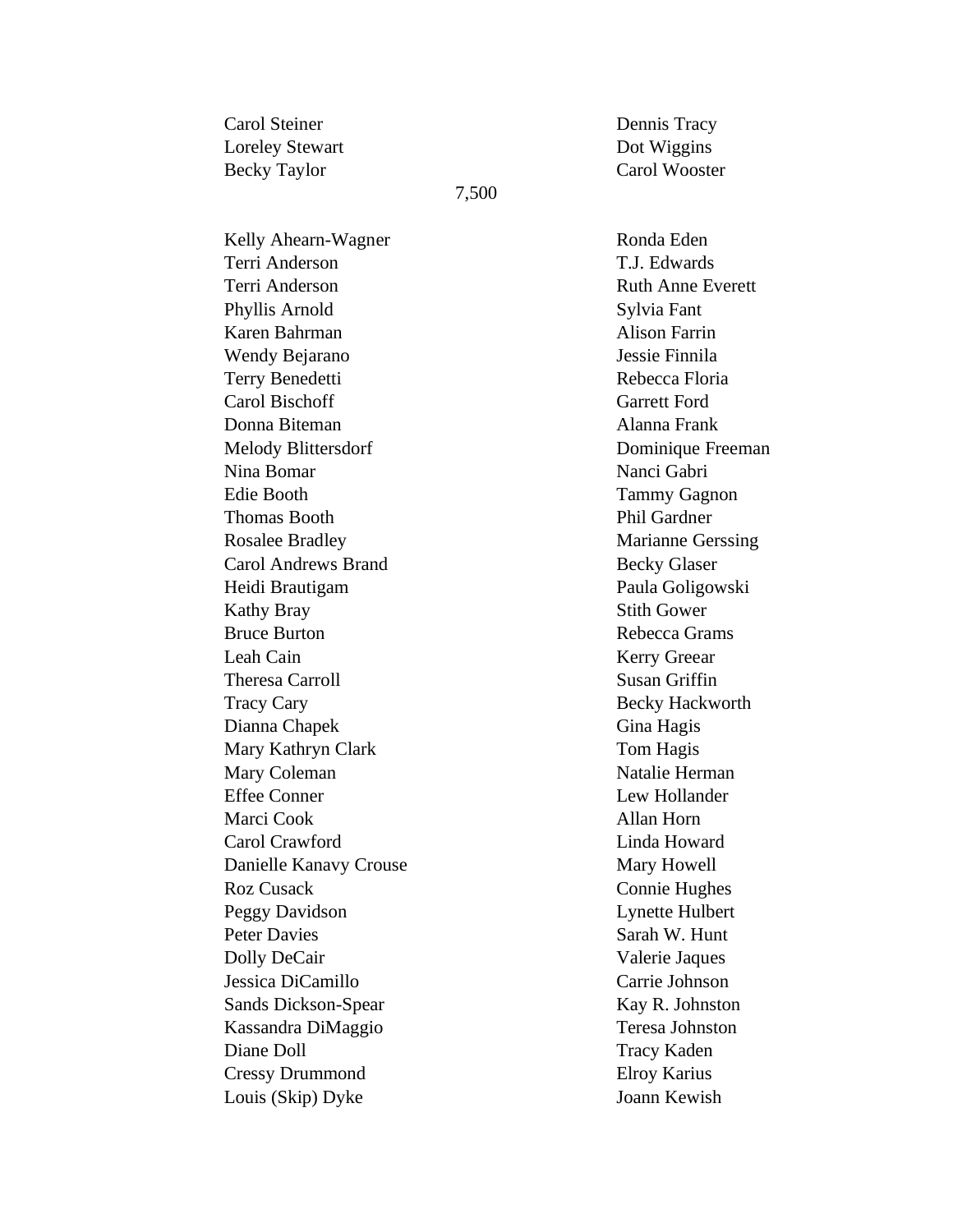Carol Steiner
Loreley Stewart
Becky Taylor
Dennis Tracy
Dot Wiggins
Carol Wooster

7,500

Kelly Ahearn-Wagner
Terri Anderson
Terri Anderson
Phyllis Arnold
Karen Bahrman
Wendy Bejarano
Terry Benedetti
Carol Bischoff
Donna Biteman
Melody Blittersdorf
Nina Bomar
Edie Booth
Thomas Booth
Rosalee Bradley
Carol Andrews Brand
Heidi Brautigam
Kathy Bray
Bruce Burton
Leah Cain
Theresa Carroll
Tracy Cary
Dianna Chapek
Mary Kathryn Clark
Mary Coleman
Effee Conner
Marci Cook
Carol Crawford
Danielle Kanavy Crouse
Roz Cusack
Peggy Davidson
Peter Davies
Dolly DeCair
Jessica DiCamillo
Sands Dickson-Spear
Kassandra DiMaggio
Diane Doll
Cressy Drummond
Louis (Skip) Dyke
Ronda Eden
T.J. Edwards
Ruth Anne Everett
Sylvia Fant
Alison Farrin
Jessie Finnila
Rebecca Floria
Garrett Ford
Alanna Frank
Dominique Freeman
Nanci Gabri
Tammy Gagnon
Phil Gardner
Marianne Gerssing
Becky Glaser
Paula Goligowski
Stith Gower
Rebecca Grams
Kerry Greear
Susan Griffin
Becky Hackworth
Gina Hagis
Tom Hagis
Natalie Herman
Lew Hollander
Allan Horn
Linda Howard
Mary Howell
Connie Hughes
Lynette Hulbert
Sarah W. Hunt
Valerie Jaques
Carrie Johnson
Kay R. Johnston
Teresa Johnston
Tracy Kaden
Elroy Karius
Joann Kewish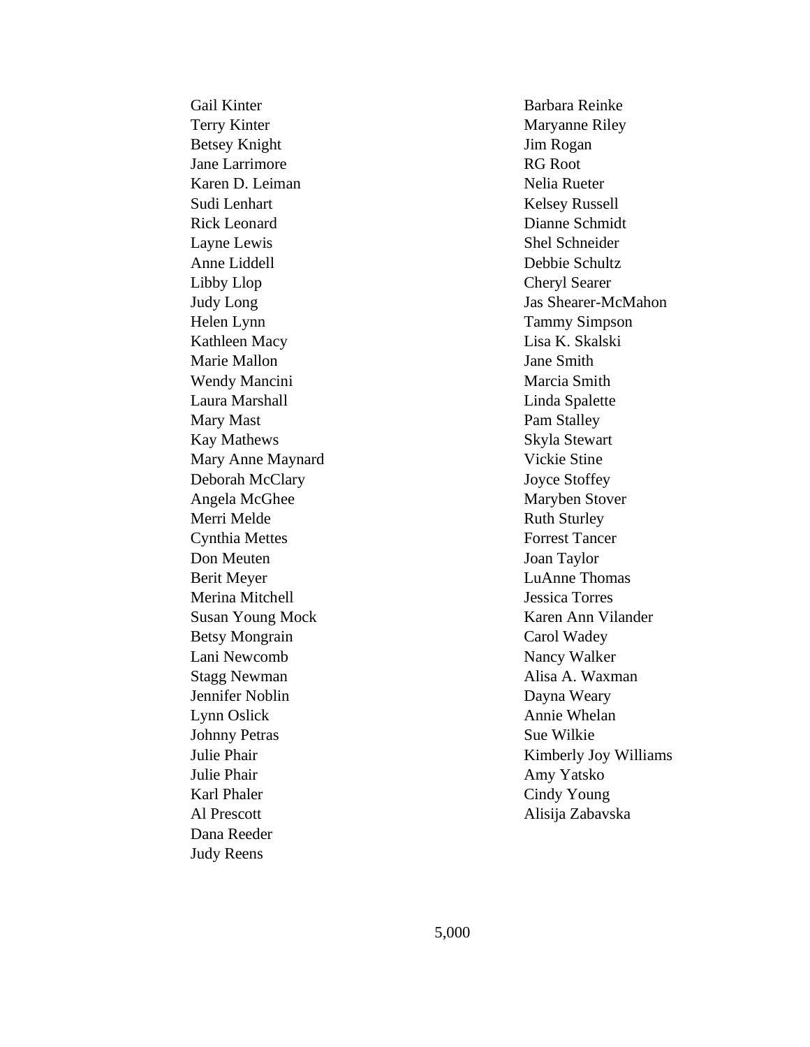Gail Kinter
Terry Kinter
Betsey Knight
Jane Larrimore
Karen D. Leiman
Sudi Lenhart
Rick Leonard
Layne Lewis
Anne Liddell
Libby Llop
Judy Long
Helen Lynn
Kathleen Macy
Marie Mallon
Wendy Mancini
Laura Marshall
Mary Mast
Kay Mathews
Mary Anne Maynard
Deborah McClary
Angela McGhee
Merri Melde
Cynthia Mettes
Don Meuten
Berit Meyer
Merina Mitchell
Susan Young Mock
Betsy Mongrain
Lani Newcomb
Stagg Newman
Jennifer Noblin
Lynn Oslick
Johnny Petras
Julie Phair
Julie Phair
Karl Phaler
Al Prescott
Dana Reeder
Judy Reens
Barbara Reinke
Maryanne Riley
Jim Rogan
RG Root
Nelia Rueter
Kelsey Russell
Dianne Schmidt
Shel Schneider
Debbie Schultz
Cheryl Searer
Jas Shearer-McMahon
Tammy Simpson
Lisa K. Skalski
Jane Smith
Marcia Smith
Linda Spalette
Pam Stalley
Skyla Stewart
Vickie Stine
Joyce Stoffey
Maryben Stover
Ruth Sturley
Forrest Tancer
Joan Taylor
LuAnne Thomas
Jessica Torres
Karen Ann Vilander
Carol Wadey
Nancy Walker
Alisa A. Waxman
Dayna Weary
Annie Whelan
Sue Wilkie
Kimberly Joy Williams
Amy Yatsko
Cindy Young
Alisija Zabavska

5,000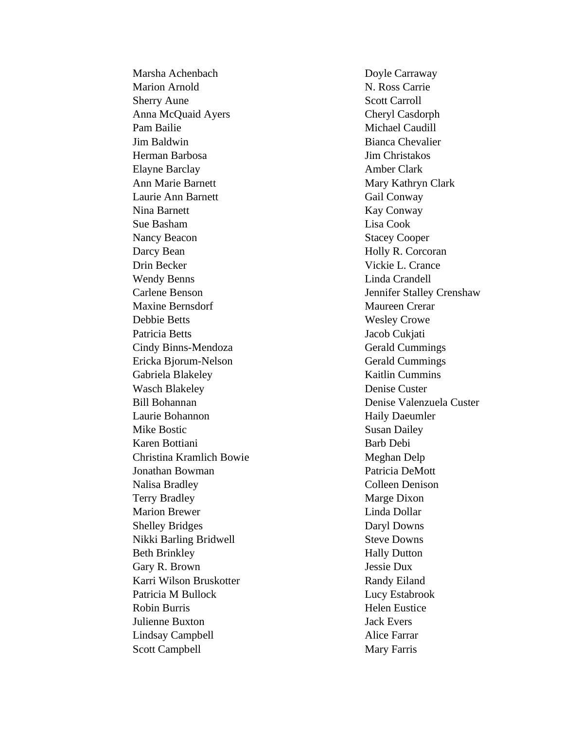Marsha Achenbach
Marion Arnold
Sherry Aune
Anna McQuaid Ayers
Pam Bailie
Jim Baldwin
Herman Barbosa
Elayne Barclay
Ann Marie Barnett
Laurie Ann Barnett
Nina Barnett
Sue Basham
Nancy Beacon
Darcy Bean
Drin Becker
Wendy Benns
Carlene Benson
Maxine Bernsdorf
Debbie Betts
Patricia Betts
Cindy Binns-Mendoza
Ericka Bjorum-Nelson
Gabriela Blakeley
Wasch Blakeley
Bill Bohannan
Laurie Bohannon
Mike Bostic
Karen Bottiani
Christina Kramlich Bowie
Jonathan Bowman
Nalisa Bradley
Terry Bradley
Marion Brewer
Shelley Bridges
Nikki Barling Bridwell
Beth Brinkley
Gary R. Brown
Karri Wilson Bruskotter
Patricia M Bullock
Robin Burris
Julienne Buxton
Lindsay Campbell
Scott Campbell
Doyle Carraway
N. Ross Carrie
Scott Carroll
Cheryl Casdorph
Michael Caudill
Bianca Chevalier
Jim Christakos
Amber Clark
Mary Kathryn Clark
Gail Conway
Kay Conway
Lisa Cook
Stacey Cooper
Holly R. Corcoran
Vickie L. Crance
Linda Crandell
Jennifer Stalley Crenshaw
Maureen Crerar
Wesley Crowe
Jacob Cukjati
Gerald Cummings
Gerald Cummings
Kaitlin Cummins
Denise Custer
Denise Valenzuela Custer
Haily Daeumler
Susan Dailey
Barb Debi
Meghan Delp
Patricia DeMott
Colleen Denison
Marge Dixon
Linda Dollar
Daryl Downs
Steve Downs
Hally Dutton
Jessie Dux
Randy Eiland
Lucy Estabrook
Helen Eustice
Jack Evers
Alice Farrar
Mary Farris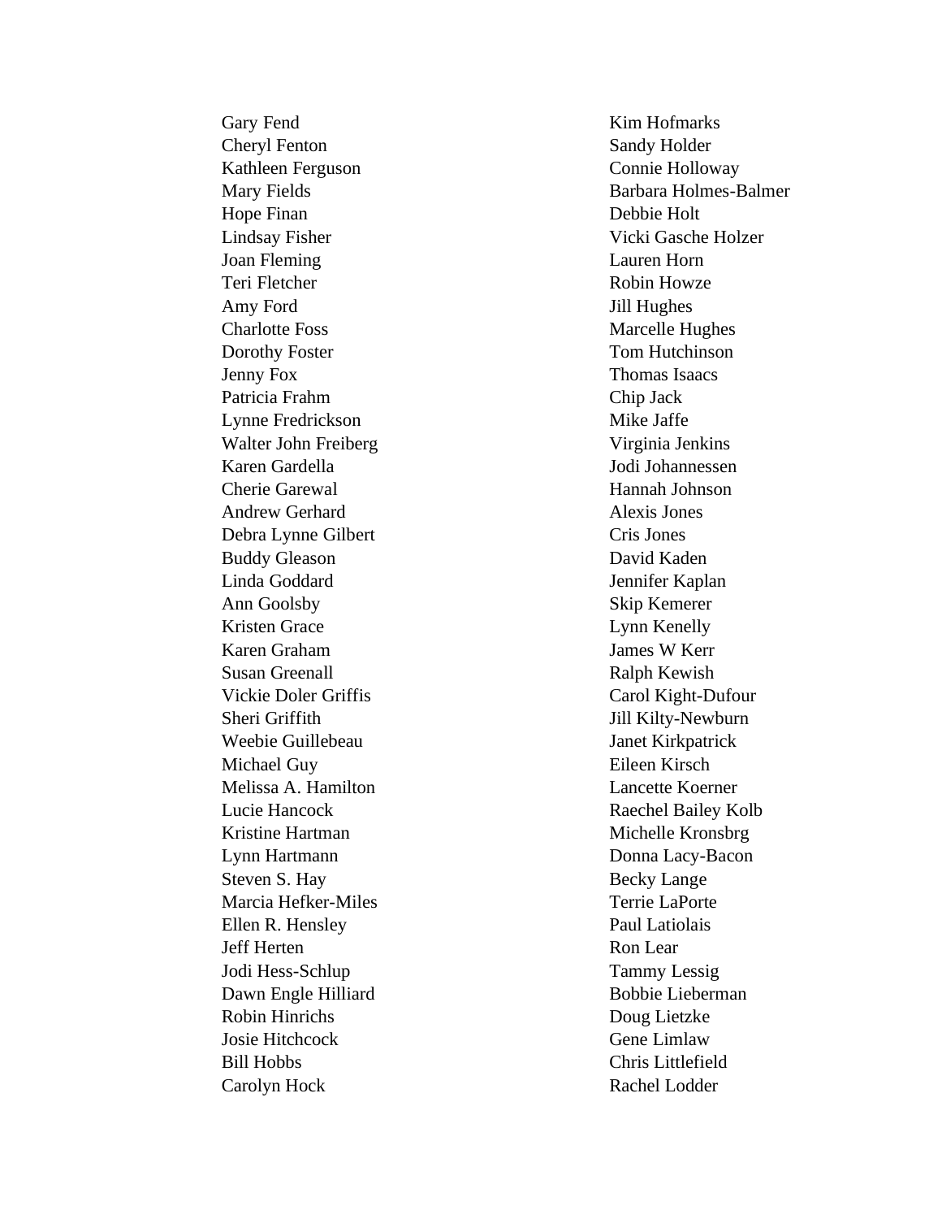Gary Fend
Cheryl Fenton
Kathleen Ferguson
Mary Fields
Hope Finan
Lindsay Fisher
Joan Fleming
Teri Fletcher
Amy Ford
Charlotte Foss
Dorothy Foster
Jenny Fox
Patricia Frahm
Lynne Fredrickson
Walter John Freiberg
Karen Gardella
Cherie Garewal
Andrew Gerhard
Debra Lynne Gilbert
Buddy Gleason
Linda Goddard
Ann Goolsby
Kristen Grace
Karen Graham
Susan Greenall
Vickie Doler Griffis
Sheri Griffith
Weebie Guillebeau
Michael Guy
Melissa A. Hamilton
Lucie Hancock
Kristine Hartman
Lynn Hartmann
Steven S. Hay
Marcia Hefker-Miles
Ellen R. Hensley
Jeff Herten
Jodi Hess-Schlup
Dawn Engle Hilliard
Robin Hinrichs
Josie Hitchcock
Bill Hobbs
Carolyn Hock
Kim Hofmarks
Sandy Holder
Connie Holloway
Barbara Holmes-Balmer
Debbie Holt
Vicki Gasche Holzer
Lauren Horn
Robin Howze
Jill Hughes
Marcelle Hughes
Tom Hutchinson
Thomas Isaacs
Chip Jack
Mike Jaffe
Virginia Jenkins
Jodi Johannessen
Hannah Johnson
Alexis Jones
Cris Jones
David Kaden
Jennifer Kaplan
Skip Kemerer
Lynn Kenelly
James W Kerr
Ralph Kewish
Carol Kight-Dufour
Jill Kilty-Newburn
Janet Kirkpatrick
Eileen Kirsch
Lancette Koerner
Raechel Bailey Kolb
Michelle Kronsbrg
Donna Lacy-Bacon
Becky Lange
Terrie LaPorte
Paul Latiolais
Ron Lear
Tammy Lessig
Bobbie Lieberman
Doug Lietzke
Gene Limlaw
Chris Littlefield
Rachel Lodder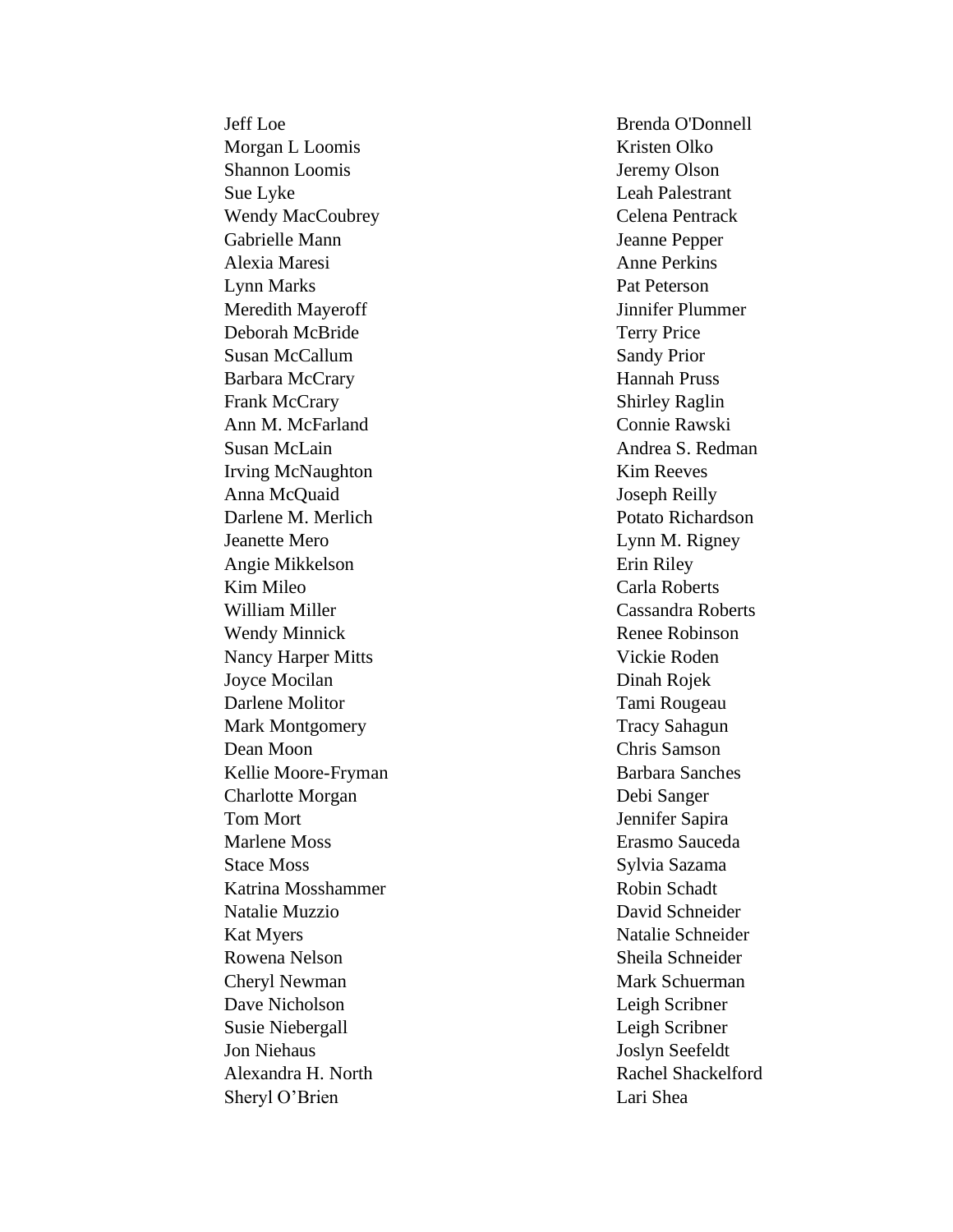Jeff Loe
Morgan L Loomis
Shannon Loomis
Sue Lyke
Wendy MacCoubrey
Gabrielle Mann
Alexia Maresi
Lynn Marks
Meredith Mayeroff
Deborah McBride
Susan McCallum
Barbara McCrary
Frank McCrary
Ann M. McFarland
Susan McLain
Irving McNaughton
Anna McQuaid
Darlene M. Merlich
Jeanette Mero
Angie Mikkelson
Kim Mileo
William Miller
Wendy Minnick
Nancy Harper Mitts
Joyce Mocilan
Darlene Molitor
Mark Montgomery
Dean Moon
Kellie Moore-Fryman
Charlotte Morgan
Tom Mort
Marlene Moss
Stace Moss
Katrina Mosshammer
Natalie Muzzio
Kat Myers
Rowena Nelson
Cheryl Newman
Dave Nicholson
Susie Niebergall
Jon Niehaus
Alexandra H. North
Sheryl O'Brien
Brenda O'Donnell
Kristen Olko
Jeremy Olson
Leah Palestrant
Celena Pentrack
Jeanne Pepper
Anne Perkins
Pat Peterson
Jinnifer Plummer
Terry Price
Sandy Prior
Hannah Pruss
Shirley Raglin
Connie Rawski
Andrea S. Redman
Kim Reeves
Joseph Reilly
Potato Richardson
Lynn M. Rigney
Erin Riley
Carla Roberts
Cassandra Roberts
Renee Robinson
Vickie Roden
Dinah Rojek
Tami Rougeau
Tracy Sahagun
Chris Samson
Barbara Sanches
Debi Sanger
Jennifer Sapira
Erasmo Sauceda
Sylvia Sazama
Robin Schadt
David Schneider
Natalie Schneider
Sheila Schneider
Mark Schuerman
Leigh Scribner
Leigh Scribner
Joslyn Seefeldt
Rachel Shackelford
Lari Shea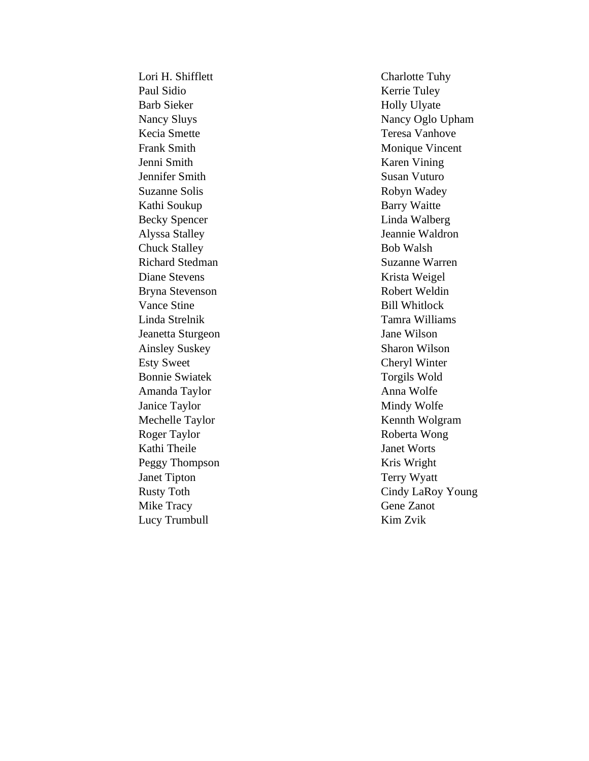Lori H. Shifflett
Paul Sidio
Barb Sieker
Nancy Sluys
Kecia Smette
Frank Smith
Jenni Smith
Jennifer Smith
Suzanne Solis
Kathi Soukup
Becky Spencer
Alyssa Stalley
Chuck Stalley
Richard Stedman
Diane Stevens
Bryna Stevenson
Vance Stine
Linda Strelnik
Jeanetta Sturgeon
Ainsley Suskey
Esty Sweet
Bonnie Swiatek
Amanda Taylor
Janice Taylor
Mechelle Taylor
Roger Taylor
Kathi Theile
Peggy Thompson
Janet Tipton
Rusty Toth
Mike Tracy
Lucy Trumbull
Charlotte Tuhy
Kerrie Tuley
Holly Ulyate
Nancy Oglo Upham
Teresa Vanhove
Monique Vincent
Karen Vining
Susan Vuturo
Robyn Wadey
Barry Waitte
Linda Walberg
Jeannie Waldron
Bob Walsh
Suzanne Warren
Krista Weigel
Robert Weldin
Bill Whitlock
Tamra Williams
Jane Wilson
Sharon Wilson
Cheryl Winter
Torgils Wold
Anna Wolfe
Mindy Wolfe
Kennth Wolgram
Roberta Wong
Janet Worts
Kris Wright
Terry Wyatt
Cindy LaRoy Young
Gene Zanot
Kim Zvik